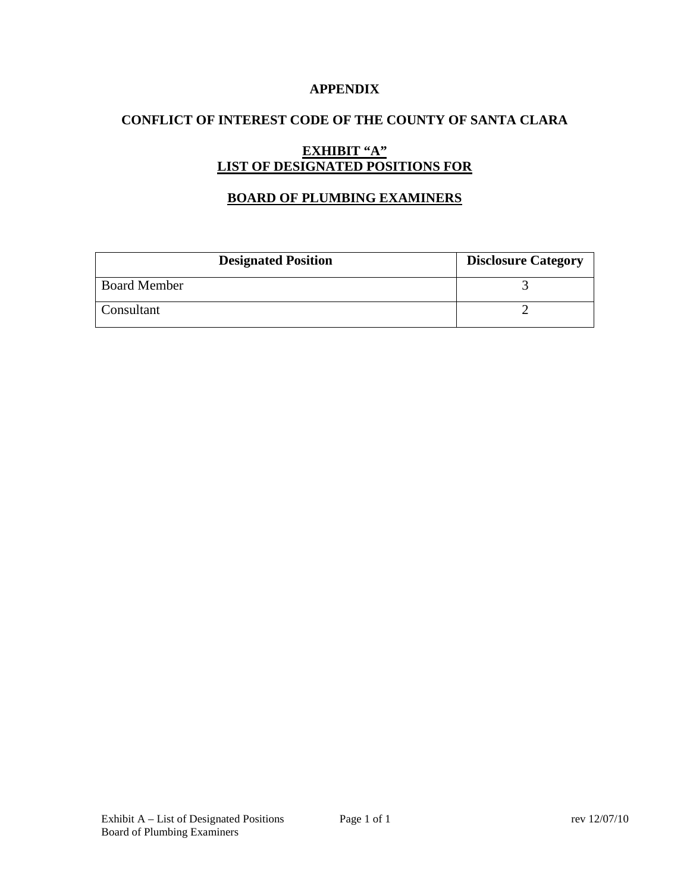**APPENDIX**

**CONFLICT OF INTEREST CODE OF THE COUNTY OF SANTA CLARA**

**EXHIBIT "A"**
**LIST OF DESIGNATED POSITIONS FOR**

**BOARD OF PLUMBING EXAMINERS**

| Designated Position | Disclosure Category |
| --- | --- |
| Board Member | 3 |
| Consultant | 2 |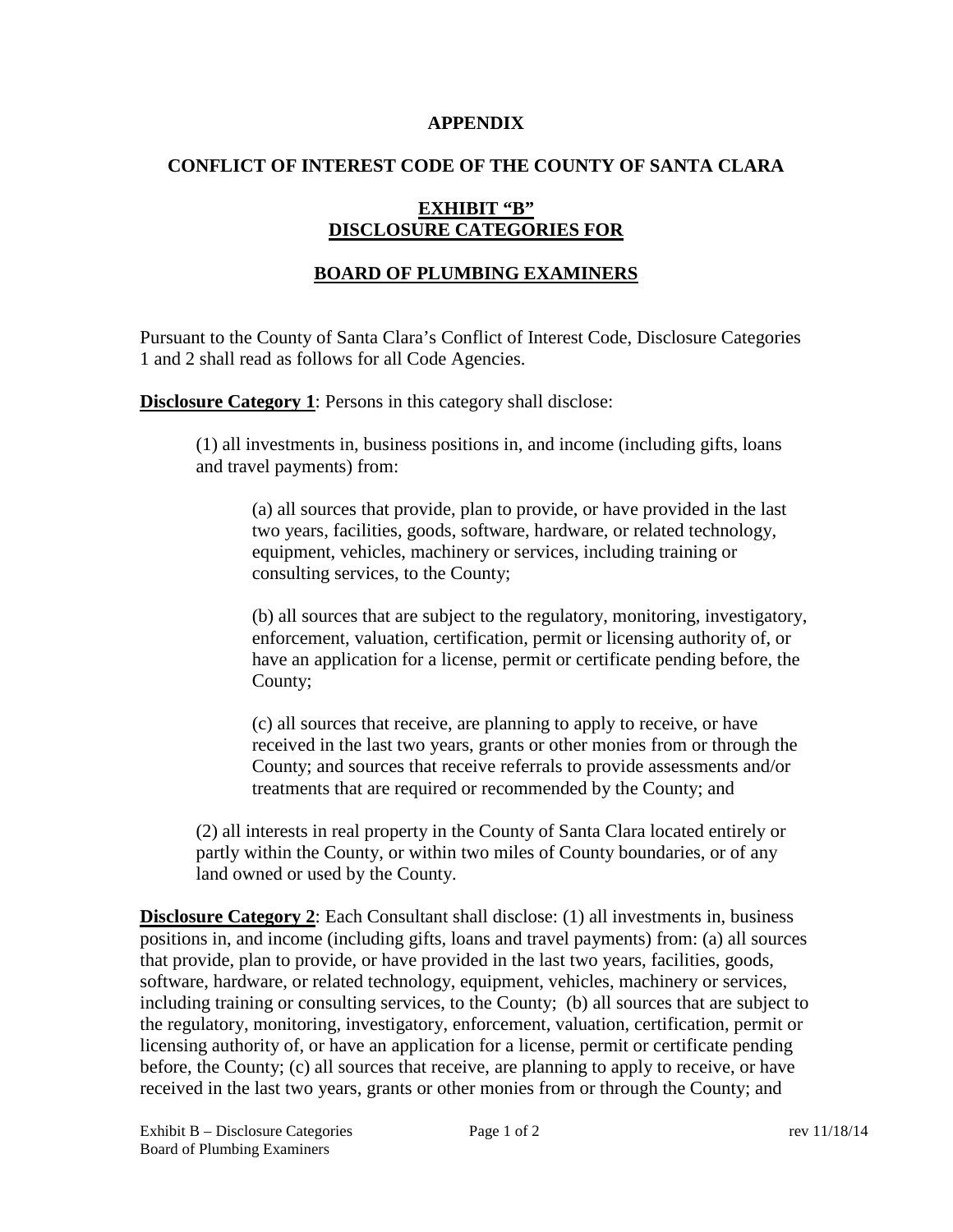**APPENDIX**

**CONFLICT OF INTEREST CODE OF THE COUNTY OF SANTA CLARA**

**EXHIBIT "B"**
**DISCLOSURE CATEGORIES FOR**

**BOARD OF PLUMBING EXAMINERS**

Pursuant to the County of Santa Clara's Conflict of Interest Code, Disclosure Categories 1 and 2 shall read as follows for all Code Agencies.

**Disclosure Category 1**: Persons in this category shall disclose:

(1) all investments in, business positions in, and income (including gifts, loans and travel payments) from:

(a) all sources that provide, plan to provide, or have provided in the last two years, facilities, goods, software, hardware, or related technology, equipment, vehicles, machinery or services, including training or consulting services, to the County;

(b) all sources that are subject to the regulatory, monitoring, investigatory, enforcement, valuation, certification, permit or licensing authority of, or have an application for a license, permit or certificate pending before, the County;

(c) all sources that receive, are planning to apply to receive, or have received in the last two years, grants or other monies from or through the County; and sources that receive referrals to provide assessments and/or treatments that are required or recommended by the County; and

(2) all interests in real property in the County of Santa Clara located entirely or partly within the County, or within two miles of County boundaries, or of any land owned or used by the County.

**Disclosure Category 2**: Each Consultant shall disclose: (1) all investments in, business positions in, and income (including gifts, loans and travel payments) from: (a) all sources that provide, plan to provide, or have provided in the last two years, facilities, goods, software, hardware, or related technology, equipment, vehicles, machinery or services, including training or consulting services, to the County; (b) all sources that are subject to the regulatory, monitoring, investigatory, enforcement, valuation, certification, permit or licensing authority of, or have an application for a license, permit or certificate pending before, the County; (c) all sources that receive, are planning to apply to receive, or have received in the last two years, grants or other monies from or through the County; and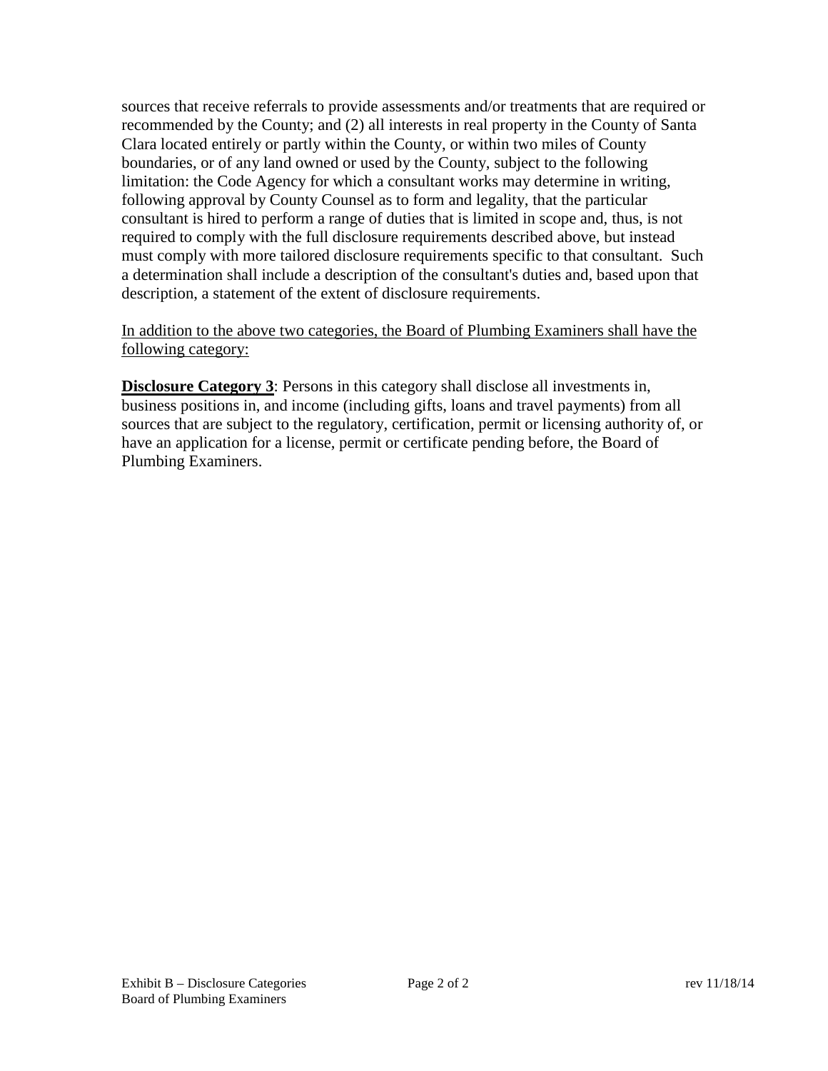sources that receive referrals to provide assessments and/or treatments that are required or recommended by the County; and (2) all interests in real property in the County of Santa Clara located entirely or partly within the County, or within two miles of County boundaries, or of any land owned or used by the County, subject to the following limitation: the Code Agency for which a consultant works may determine in writing, following approval by County Counsel as to form and legality, that the particular consultant is hired to perform a range of duties that is limited in scope and, thus, is not required to comply with the full disclosure requirements described above, but instead must comply with more tailored disclosure requirements specific to that consultant. Such a determination shall include a description of the consultant's duties and, based upon that description, a statement of the extent of disclosure requirements.

<u>In addition to the above two categories, the Board of Plumbing Examiners shall have the following category:</u>

**<u>Disclosure Category 3</u>**: Persons in this category shall disclose all investments in, business positions in, and income (including gifts, loans and travel payments) from all sources that are subject to the regulatory, certification, permit or licensing authority of, or have an application for a license, permit or certificate pending before, the Board of Plumbing Examiners.